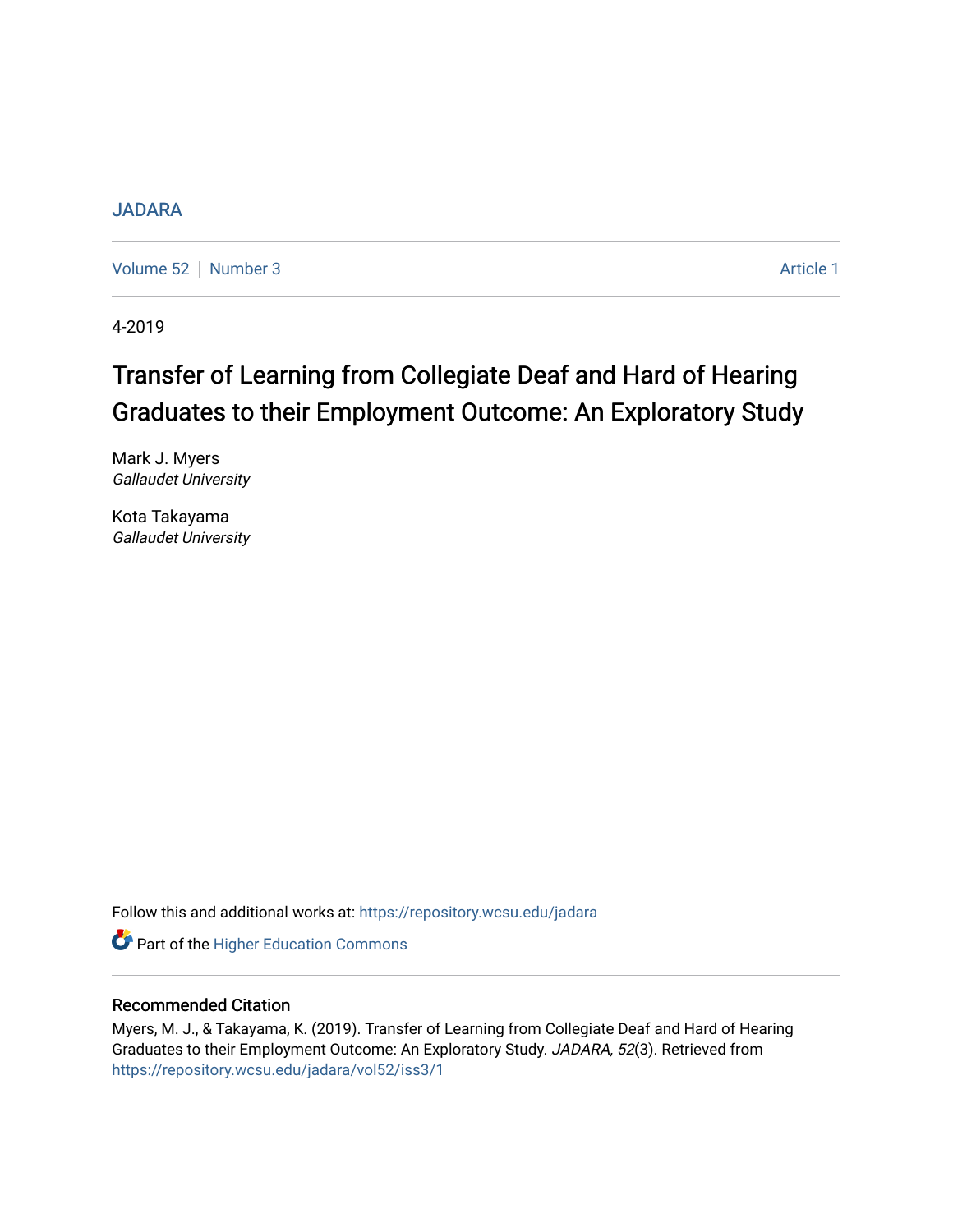JADARA

Volume 52 | Number 3 | Article 1

4-2019

# Transfer of Learning from Collegiate Deaf and Hard of Hearing Graduates to their Employment Outcome: An Exploratory Study

Mark J. Myers
*Gallaudet University*

Kota Takayama
*Gallaudet University*

Follow this and additional works at: https://repository.wcsu.edu/jadara

Part of the Higher Education Commons

## Recommended Citation

Myers, M. J., & Takayama, K. (2019). Transfer of Learning from Collegiate Deaf and Hard of Hearing Graduates to their Employment Outcome: An Exploratory Study. *JADARA, 52*(3). Retrieved from https://repository.wcsu.edu/jadara/vol52/iss3/1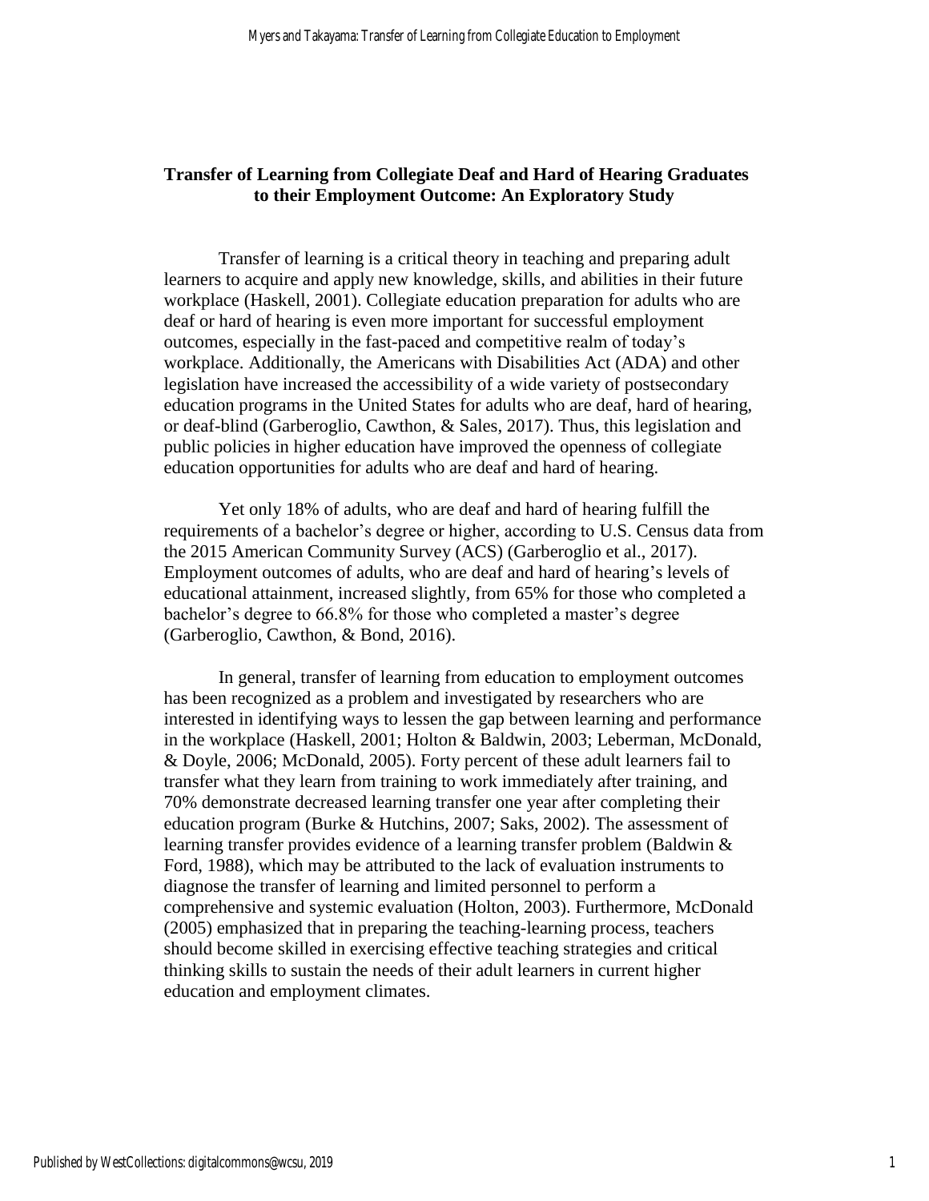## Transfer of Learning from Collegiate Deaf and Hard of Hearing Graduates to their Employment Outcome: An Exploratory Study

Transfer of learning is a critical theory in teaching and preparing adult learners to acquire and apply new knowledge, skills, and abilities in their future workplace (Haskell, 2001). Collegiate education preparation for adults who are deaf or hard of hearing is even more important for successful employment outcomes, especially in the fast-paced and competitive realm of today's workplace. Additionally, the Americans with Disabilities Act (ADA) and other legislation have increased the accessibility of a wide variety of postsecondary education programs in the United States for adults who are deaf, hard of hearing, or deaf-blind (Garberoglio, Cawthon, & Sales, 2017). Thus, this legislation and public policies in higher education have improved the openness of collegiate education opportunities for adults who are deaf and hard of hearing.

Yet only 18% of adults, who are deaf and hard of hearing fulfill the requirements of a bachelor's degree or higher, according to U.S. Census data from the 2015 American Community Survey (ACS) (Garberoglio et al., 2017). Employment outcomes of adults, who are deaf and hard of hearing's levels of educational attainment, increased slightly, from 65% for those who completed a bachelor's degree to 66.8% for those who completed a master's degree (Garberoglio, Cawthon, & Bond, 2016).

In general, transfer of learning from education to employment outcomes has been recognized as a problem and investigated by researchers who are interested in identifying ways to lessen the gap between learning and performance in the workplace (Haskell, 2001; Holton & Baldwin, 2003; Leberman, McDonald, & Doyle, 2006; McDonald, 2005). Forty percent of these adult learners fail to transfer what they learn from training to work immediately after training, and 70% demonstrate decreased learning transfer one year after completing their education program (Burke & Hutchins, 2007; Saks, 2002). The assessment of learning transfer provides evidence of a learning transfer problem (Baldwin & Ford, 1988), which may be attributed to the lack of evaluation instruments to diagnose the transfer of learning and limited personnel to perform a comprehensive and systemic evaluation (Holton, 2003). Furthermore, McDonald (2005) emphasized that in preparing the teaching-learning process, teachers should become skilled in exercising effective teaching strategies and critical thinking skills to sustain the needs of their adult learners in current higher education and employment climates.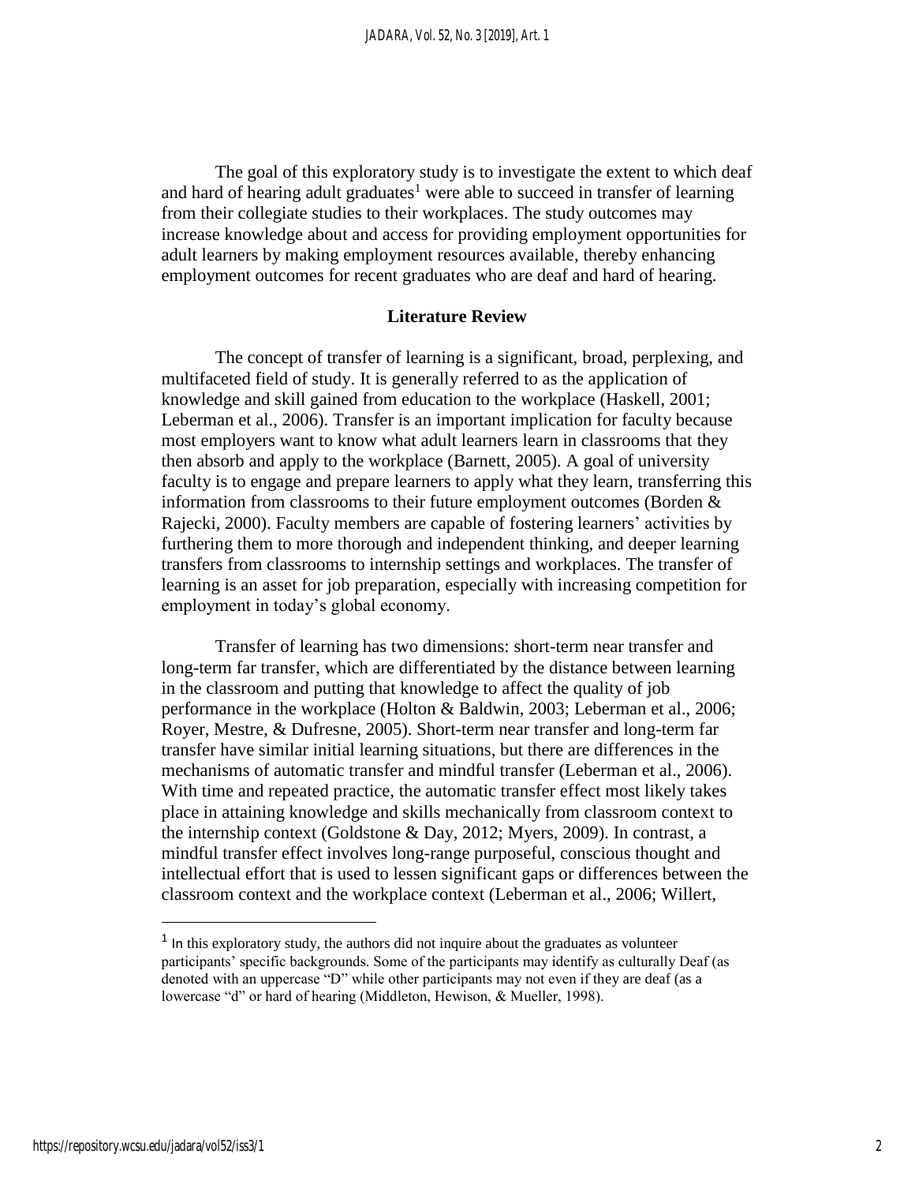The goal of this exploratory study is to investigate the extent to which deaf and hard of hearing adult graduates[1] were able to succeed in transfer of learning from their collegiate studies to their workplaces. The study outcomes may increase knowledge about and access for providing employment opportunities for adult learners by making employment resources available, thereby enhancing employment outcomes for recent graduates who are deaf and hard of hearing.

## Literature Review

The concept of transfer of learning is a significant, broad, perplexing, and multifaceted field of study. It is generally referred to as the application of knowledge and skill gained from education to the workplace (Haskell, 2001; Leberman et al., 2006). Transfer is an important implication for faculty because most employers want to know what adult learners learn in classrooms that they then absorb and apply to the workplace (Barnett, 2005). A goal of university faculty is to engage and prepare learners to apply what they learn, transferring this information from classrooms to their future employment outcomes (Borden & Rajecki, 2000). Faculty members are capable of fostering learners' activities by furthering them to more thorough and independent thinking, and deeper learning transfers from classrooms to internship settings and workplaces. The transfer of learning is an asset for job preparation, especially with increasing competition for employment in today's global economy.

Transfer of learning has two dimensions: short-term near transfer and long-term far transfer, which are differentiated by the distance between learning in the classroom and putting that knowledge to affect the quality of job performance in the workplace (Holton & Baldwin, 2003; Leberman et al., 2006; Royer, Mestre, & Dufresne, 2005). Short-term near transfer and long-term far transfer have similar initial learning situations, but there are differences in the mechanisms of automatic transfer and mindful transfer (Leberman et al., 2006). With time and repeated practice, the automatic transfer effect most likely takes place in attaining knowledge and skills mechanically from classroom context to the internship context (Goldstone & Day, 2012; Myers, 2009). In contrast, a mindful transfer effect involves long-range purposeful, conscious thought and intellectual effort that is used to lessen significant gaps or differences between the classroom context and the workplace context (Leberman et al., 2006; Willert,

[1] In this exploratory study, the authors did not inquire about the graduates as volunteer participants' specific backgrounds. Some of the participants may identify as culturally Deaf (as denoted with an uppercase "D" while other participants may not even if they are deaf (as a lowercase "d" or hard of hearing (Middleton, Hewison, & Mueller, 1998).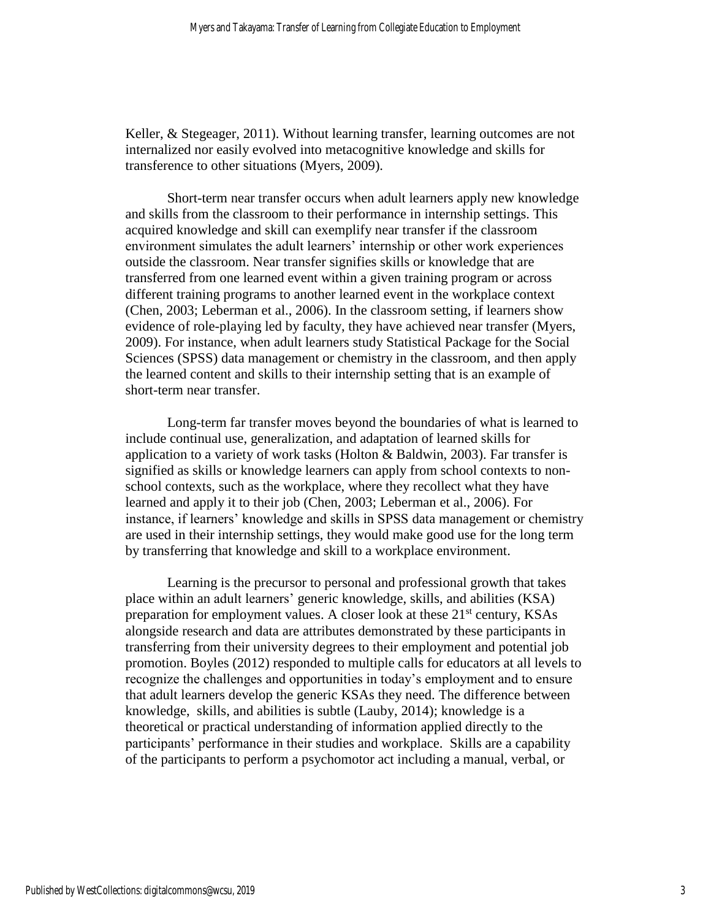Keller, & Stegeager, 2011). Without learning transfer, learning outcomes are not internalized nor easily evolved into metacognitive knowledge and skills for transference to other situations (Myers, 2009).

Short-term near transfer occurs when adult learners apply new knowledge and skills from the classroom to their performance in internship settings. This acquired knowledge and skill can exemplify near transfer if the classroom environment simulates the adult learners' internship or other work experiences outside the classroom. Near transfer signifies skills or knowledge that are transferred from one learned event within a given training program or across different training programs to another learned event in the workplace context (Chen, 2003; Leberman et al., 2006). In the classroom setting, if learners show evidence of role-playing led by faculty, they have achieved near transfer (Myers, 2009). For instance, when adult learners study Statistical Package for the Social Sciences (SPSS) data management or chemistry in the classroom, and then apply the learned content and skills to their internship setting that is an example of short-term near transfer.

Long-term far transfer moves beyond the boundaries of what is learned to include continual use, generalization, and adaptation of learned skills for application to a variety of work tasks (Holton & Baldwin, 2003). Far transfer is signified as skills or knowledge learners can apply from school contexts to non-school contexts, such as the workplace, where they recollect what they have learned and apply it to their job (Chen, 2003; Leberman et al., 2006). For instance, if learners' knowledge and skills in SPSS data management or chemistry are used in their internship settings, they would make good use for the long term by transferring that knowledge and skill to a workplace environment.

Learning is the precursor to personal and professional growth that takes place within an adult learners' generic knowledge, skills, and abilities (KSA) preparation for employment values. A closer look at these 21st century, KSAs alongside research and data are attributes demonstrated by these participants in transferring from their university degrees to their employment and potential job promotion. Boyles (2012) responded to multiple calls for educators at all levels to recognize the challenges and opportunities in today's employment and to ensure that adult learners develop the generic KSAs they need. The difference between knowledge, skills, and abilities is subtle (Lauby, 2014); knowledge is a theoretical or practical understanding of information applied directly to the participants' performance in their studies and workplace. Skills are a capability of the participants to perform a psychomotor act including a manual, verbal, or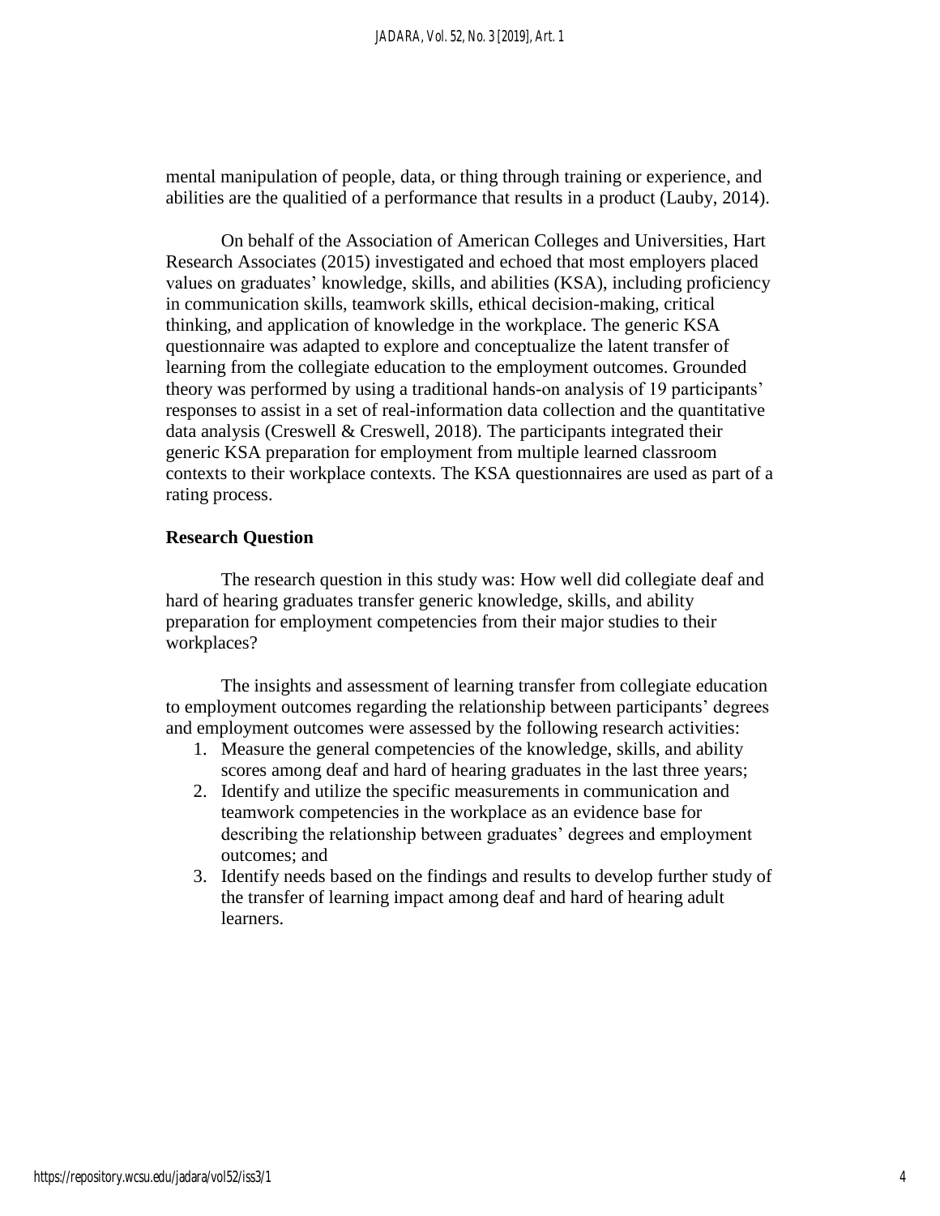mental manipulation of people, data, or thing through training or experience, and abilities are the qualitied of a performance that results in a product (Lauby, 2014).

On behalf of the Association of American Colleges and Universities, Hart Research Associates (2015) investigated and echoed that most employers placed values on graduates' knowledge, skills, and abilities (KSA), including proficiency in communication skills, teamwork skills, ethical decision-making, critical thinking, and application of knowledge in the workplace. The generic KSA questionnaire was adapted to explore and conceptualize the latent transfer of learning from the collegiate education to the employment outcomes. Grounded theory was performed by using a traditional hands-on analysis of 19 participants' responses to assist in a set of real-information data collection and the quantitative data analysis (Creswell & Creswell, 2018). The participants integrated their generic KSA preparation for employment from multiple learned classroom contexts to their workplace contexts. The KSA questionnaires are used as part of a rating process.

## Research Question

The research question in this study was: How well did collegiate deaf and hard of hearing graduates transfer generic knowledge, skills, and ability preparation for employment competencies from their major studies to their workplaces?

The insights and assessment of learning transfer from collegiate education to employment outcomes regarding the relationship between participants' degrees and employment outcomes were assessed by the following research activities:

1. Measure the general competencies of the knowledge, skills, and ability scores among deaf and hard of hearing graduates in the last three years;
2. Identify and utilize the specific measurements in communication and teamwork competencies in the workplace as an evidence base for describing the relationship between graduates' degrees and employment outcomes; and
3. Identify needs based on the findings and results to develop further study of the transfer of learning impact among deaf and hard of hearing adult learners.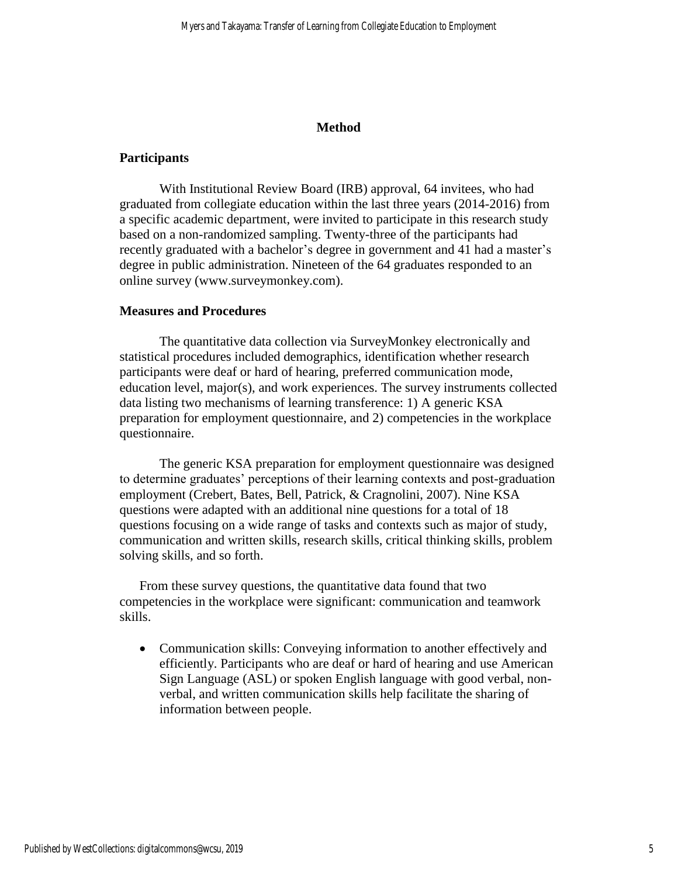## Method

### Participants

With Institutional Review Board (IRB) approval, 64 invitees, who had graduated from collegiate education within the last three years (2014-2016) from a specific academic department, were invited to participate in this research study based on a non-randomized sampling. Twenty-three of the participants had recently graduated with a bachelor's degree in government and 41 had a master's degree in public administration. Nineteen of the 64 graduates responded to an online survey (www.surveymonkey.com).

### Measures and Procedures

The quantitative data collection via SurveyMonkey electronically and statistical procedures included demographics, identification whether research participants were deaf or hard of hearing, preferred communication mode, education level, major(s), and work experiences. The survey instruments collected data listing two mechanisms of learning transference: 1) A generic KSA preparation for employment questionnaire, and 2) competencies in the workplace questionnaire.

The generic KSA preparation for employment questionnaire was designed to determine graduates' perceptions of their learning contexts and post-graduation employment (Crebert, Bates, Bell, Patrick, & Cragnolini, 2007). Nine KSA questions were adapted with an additional nine questions for a total of 18 questions focusing on a wide range of tasks and contexts such as major of study, communication and written skills, research skills, critical thinking skills, problem solving skills, and so forth.

From these survey questions, the quantitative data found that two competencies in the workplace were significant: communication and teamwork skills.

- Communication skills: Conveying information to another effectively and efficiently. Participants who are deaf or hard of hearing and use American Sign Language (ASL) or spoken English language with good verbal, non-verbal, and written communication skills help facilitate the sharing of information between people.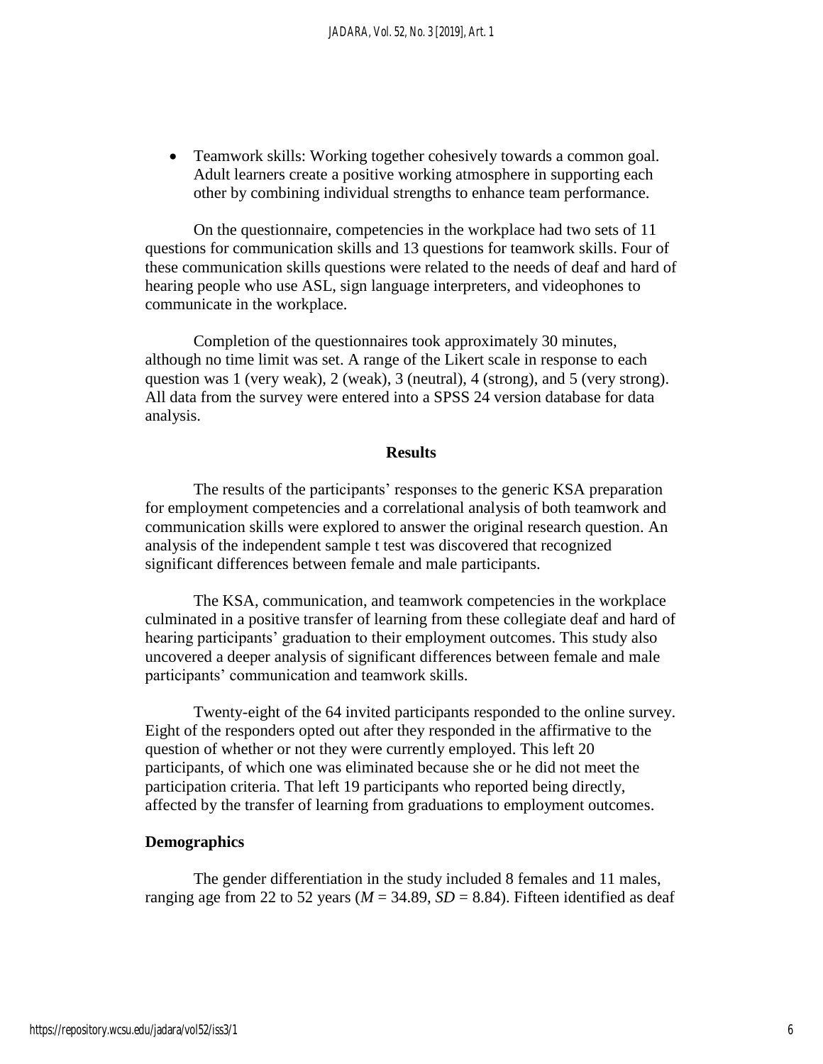- Teamwork skills: Working together cohesively towards a common goal. Adult learners create a positive working atmosphere in supporting each other by combining individual strengths to enhance team performance.

On the questionnaire, competencies in the workplace had two sets of 11 questions for communication skills and 13 questions for teamwork skills. Four of these communication skills questions were related to the needs of deaf and hard of hearing people who use ASL, sign language interpreters, and videophones to communicate in the workplace.

Completion of the questionnaires took approximately 30 minutes, although no time limit was set. A range of the Likert scale in response to each question was 1 (very weak), 2 (weak), 3 (neutral), 4 (strong), and 5 (very strong). All data from the survey were entered into a SPSS 24 version database for data analysis.

## Results

The results of the participants' responses to the generic KSA preparation for employment competencies and a correlational analysis of both teamwork and communication skills were explored to answer the original research question. An analysis of the independent sample t test was discovered that recognized significant differences between female and male participants.

The KSA, communication, and teamwork competencies in the workplace culminated in a positive transfer of learning from these collegiate deaf and hard of hearing participants' graduation to their employment outcomes. This study also uncovered a deeper analysis of significant differences between female and male participants' communication and teamwork skills.

Twenty-eight of the 64 invited participants responded to the online survey. Eight of the responders opted out after they responded in the affirmative to the question of whether or not they were currently employed. This left 20 participants, of which one was eliminated because she or he did not meet the participation criteria. That left 19 participants who reported being directly, affected by the transfer of learning from graduations to employment outcomes.

### Demographics

The gender differentiation in the study included 8 females and 11 males, ranging age from 22 to 52 years ($M$ = 34.89, $SD$ = 8.84). Fifteen identified as deaf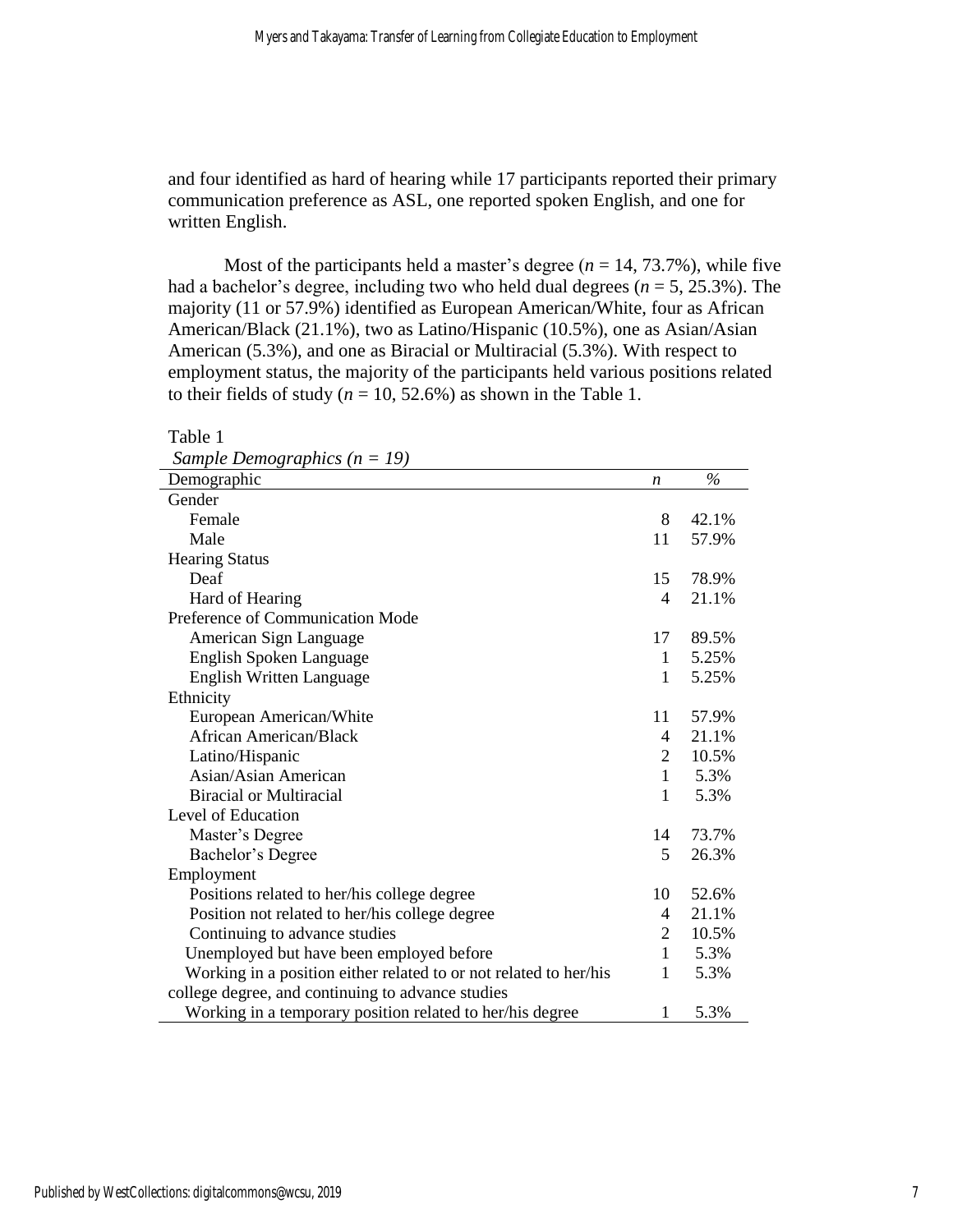and four identified as hard of hearing while 17 participants reported their primary communication preference as ASL, one reported spoken English, and one for written English.

Most of the participants held a master's degree ($n$ = 14, 73.7%), while five had a bachelor's degree, including two who held dual degrees ($n$ = 5, 25.3%). The majority (11 or 57.9%) identified as European American/White, four as African American/Black (21.1%), two as Latino/Hispanic (10.5%), one as Asian/Asian American (5.3%), and one as Biracial or Multiracial (5.3%). With respect to employment status, the majority of the participants held various positions related to their fields of study ($n$ = 10, 52.6%) as shown in the Table 1.

Table 1

*Sample Demographics (n = 19)*

| Demographic | $n$ | % |
|---|---|---|
| Gender | | |
| Female | 8 | 42.1% |
| Male | 11 | 57.9% |
| Hearing Status | | |
| Deaf | 15 | 78.9% |
| Hard of Hearing | 4 | 21.1% |
| Preference of Communication Mode | | |
| American Sign Language | 17 | 89.5% |
| English Spoken Language | 1 | 5.25% |
| English Written Language | 1 | 5.25% |
| Ethnicity | | |
| European American/White | 11 | 57.9% |
| African American/Black | 4 | 21.1% |
| Latino/Hispanic | 2 | 10.5% |
| Asian/Asian American | 1 | 5.3% |
| Biracial or Multiracial | 1 | 5.3% |
| Level of Education | | |
| Master's Degree | 14 | 73.7% |
| Bachelor's Degree | 5 | 26.3% |
| Employment | | |
| Positions related to her/his college degree | 10 | 52.6% |
| Position not related to her/his college degree | 4 | 21.1% |
| Continuing to advance studies | 2 | 10.5% |
| Unemployed but have been employed before | 1 | 5.3% |
| Working in a position either related to or not related to her/his college degree, and continuing to advance studies | 1 | 5.3% |
| Working in a temporary position related to her/his degree | 1 | 5.3% |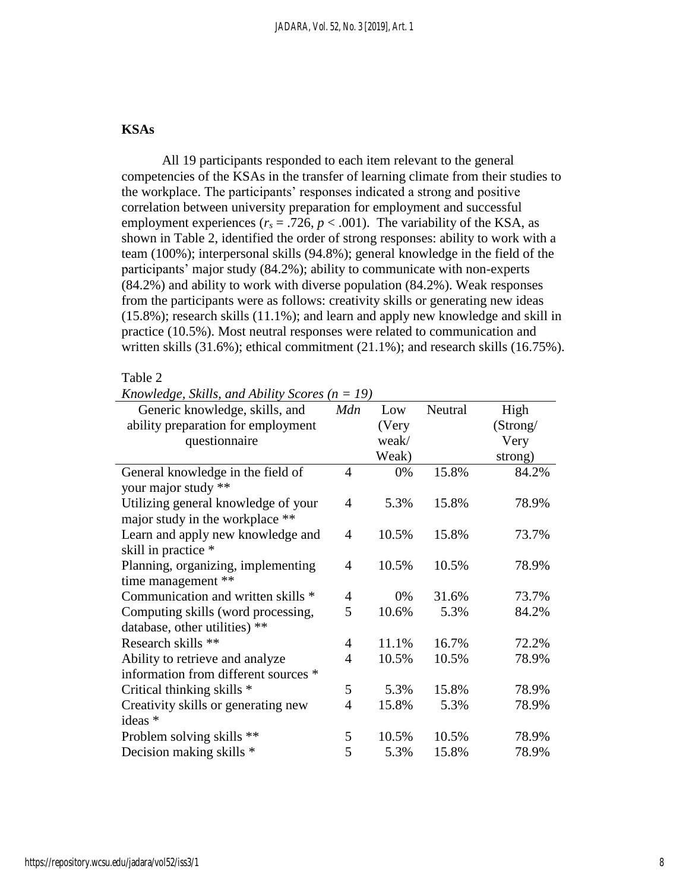## KSAs

All 19 participants responded to each item relevant to the general competencies of the KSAs in the transfer of learning climate from their studies to the workplace. The participants' responses indicated a strong and positive correlation between university preparation for employment and successful employment experiences ($r_s = .726$, $p < .001$). The variability of the KSA, as shown in Table 2, identified the order of strong responses: ability to work with a team (100%); interpersonal skills (94.8%); general knowledge in the field of the participants' major study (84.2%); ability to communicate with non-experts (84.2%) and ability to work with diverse population (84.2%). Weak responses from the participants were as follows: creativity skills or generating new ideas (15.8%); research skills (11.1%); and learn and apply new knowledge and skill in practice (10.5%). Most neutral responses were related to communication and written skills (31.6%); ethical commitment (21.1%); and research skills (16.75%).

Table 2

*Knowledge, Skills, and Ability Scores (n = 19)*

| Generic knowledge, skills, and ability preparation for employment questionnaire | *Mdn* | Low (Very weak/ Weak) | Neutral | High (Strong/ Very strong) |
|---|---|---|---|---|
| General knowledge in the field of your major study ** | 4 | 0% | 15.8% | 84.2% |
| Utilizing general knowledge of your major study in the workplace ** | 4 | 5.3% | 15.8% | 78.9% |
| Learn and apply new knowledge and skill in practice * | 4 | 10.5% | 15.8% | 73.7% |
| Planning, organizing, implementing time management ** | 4 | 10.5% | 10.5% | 78.9% |
| Communication and written skills * | 4 | 0% | 31.6% | 73.7% |
| Computing skills (word processing, database, other utilities) ** | 5 | 10.6% | 5.3% | 84.2% |
| Research skills ** | 4 | 11.1% | 16.7% | 72.2% |
| Ability to retrieve and analyze information from different sources * | 4 | 10.5% | 10.5% | 78.9% |
| Critical thinking skills * | 5 | 5.3% | 15.8% | 78.9% |
| Creativity skills or generating new ideas * | 4 | 15.8% | 5.3% | 78.9% |
| Problem solving skills ** | 5 | 10.5% | 10.5% | 78.9% |
| Decision making skills * | 5 | 5.3% | 15.8% | 78.9% |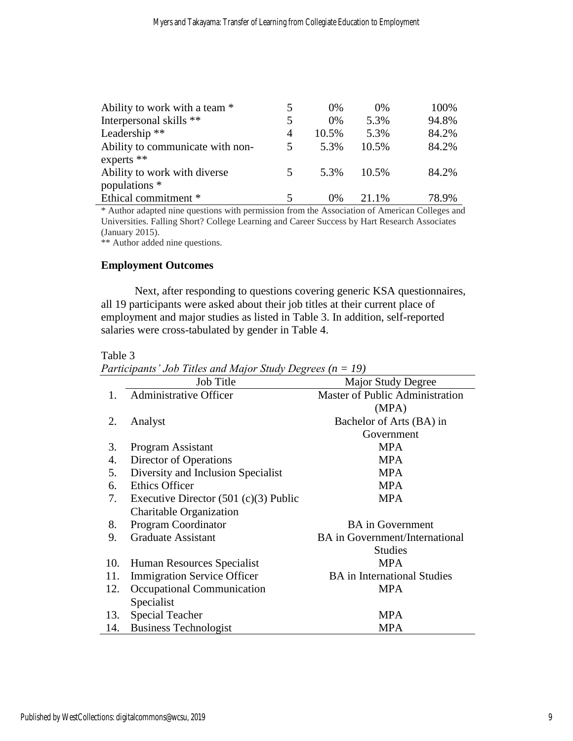| | | | | |
|---|---|---|---|---|
| Ability to work with a team * | 5 | 0% | 0% | 100% |
| Interpersonal skills ** | 5 | 0% | 5.3% | 94.8% |
| Leadership ** | 4 | 10.5% | 5.3% | 84.2% |
| Ability to communicate with non-experts ** | 5 | 5.3% | 10.5% | 84.2% |
| Ability to work with diverse populations * | 5 | 5.3% | 10.5% | 84.2% |
| Ethical commitment * | 5 | 0% | 21.1% | 78.9% |

* Author adapted nine questions with permission from the Association of American Colleges and Universities. Falling Short? College Learning and Career Success by Hart Research Associates (January 2015).

** Author added nine questions.

### Employment Outcomes

Next, after responding to questions covering generic KSA questionnaires, all 19 participants were asked about their job titles at their current place of employment and major studies as listed in Table 3. In addition, self-reported salaries were cross-tabulated by gender in Table 4.

Table 3

*Participants' Job Titles and Major Study Degrees (n = 19)*

| | Job Title | Major Study Degree |
|---|---|---|
| 1. | Administrative Officer | Master of Public Administration (MPA) |
| 2. | Analyst | Bachelor of Arts (BA) in Government |
| 3. | Program Assistant | MPA |
| 4. | Director of Operations | MPA |
| 5. | Diversity and Inclusion Specialist | MPA |
| 6. | Ethics Officer | MPA |
| 7. | Executive Director (501 (c)(3) Public Charitable Organization | MPA |
| 8. | Program Coordinator | BA in Government |
| 9. | Graduate Assistant | BA in Government/International Studies |
| 10. | Human Resources Specialist | MPA |
| 11. | Immigration Service Officer | BA in International Studies |
| 12. | Occupational Communication Specialist | MPA |
| 13. | Special Teacher | MPA |
| 14. | Business Technologist | MPA |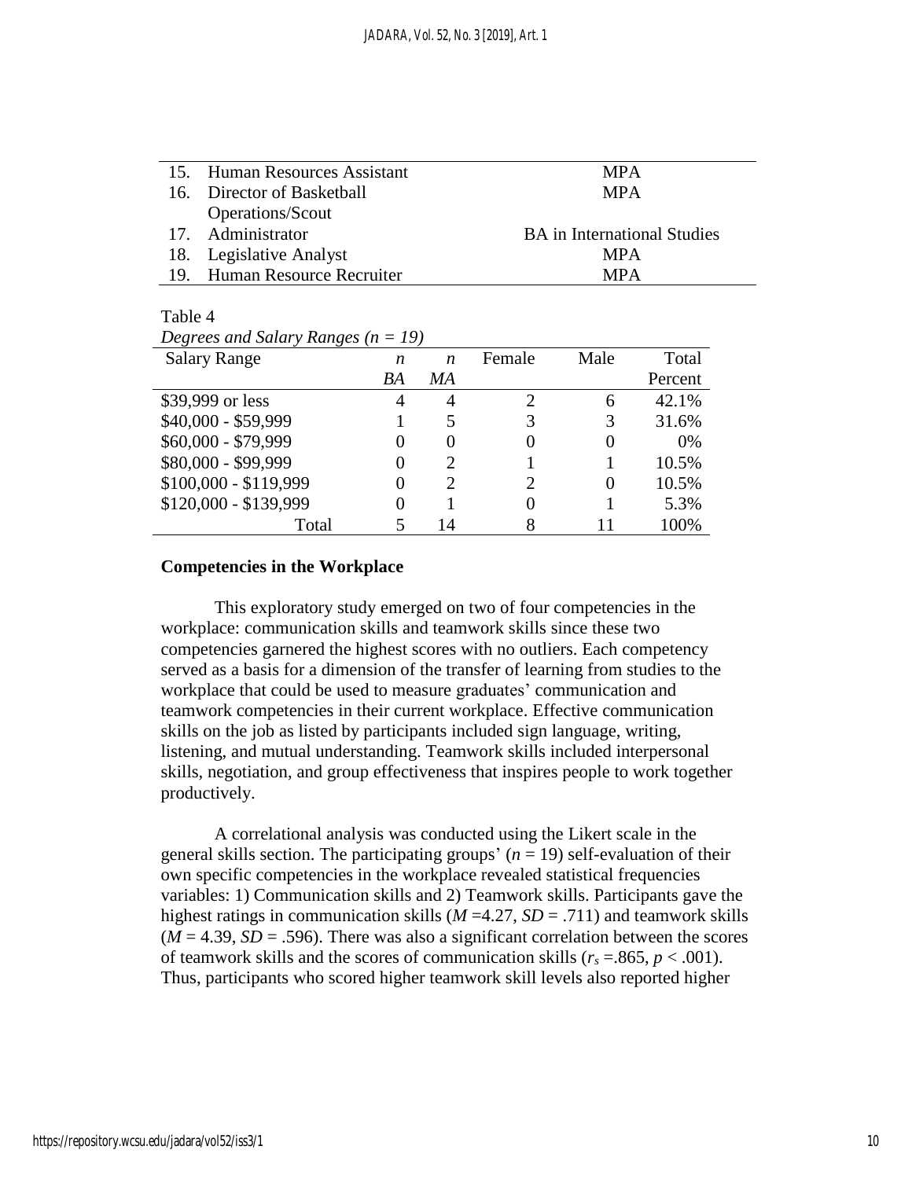| | | |
|---|---|---|
| 15. | Human Resources Assistant | MPA |
| 16. | Director of Basketball Operations/Scout | MPA |
| 17. | Administrator | BA in International Studies |
| 18. | Legislative Analyst | MPA |
| 19. | Human Resource Recruiter | MPA |

Table 4

*Degrees and Salary Ranges (n = 19)*

| Salary Range | *n* *BA* | *n* *MA* | Female | Male | Total Percent |
|---|---|---|---|---|---|
| $39,999 or less | 4 | 4 | 2 | 6 | 42.1% |
| $40,000 - $59,999 | 1 | 5 | 3 | 3 | 31.6% |
| $60,000 - $79,999 | 0 | 0 | 0 | 0 | 0% |
| $80,000 - $99,999 | 0 | 2 | 1 | 1 | 10.5% |
| $100,000 - $119,999 | 0 | 2 | 2 | 0 | 10.5% |
| $120,000 - $139,999 | 0 | 1 | 0 | 1 | 5.3% |
| Total | 5 | 14 | 8 | 11 | 100% |

**Competencies in the Workplace**

This exploratory study emerged on two of four competencies in the workplace: communication skills and teamwork skills since these two competencies garnered the highest scores with no outliers. Each competency served as a basis for a dimension of the transfer of learning from studies to the workplace that could be used to measure graduates' communication and teamwork competencies in their current workplace. Effective communication skills on the job as listed by participants included sign language, writing, listening, and mutual understanding. Teamwork skills included interpersonal skills, negotiation, and group effectiveness that inspires people to work together productively.

A correlational analysis was conducted using the Likert scale in the general skills section. The participating groups' ($n$ = 19) self-evaluation of their own specific competencies in the workplace revealed statistical frequencies variables: 1) Communication skills and 2) Teamwork skills. Participants gave the highest ratings in communication skills ($M$ =4.27, $SD$ = .711) and teamwork skills ($M$ = 4.39, $SD$ = .596). There was also a significant correlation between the scores of teamwork skills and the scores of communication skills ($r_s$ =.865, $p < .001$). Thus, participants who scored higher teamwork skill levels also reported higher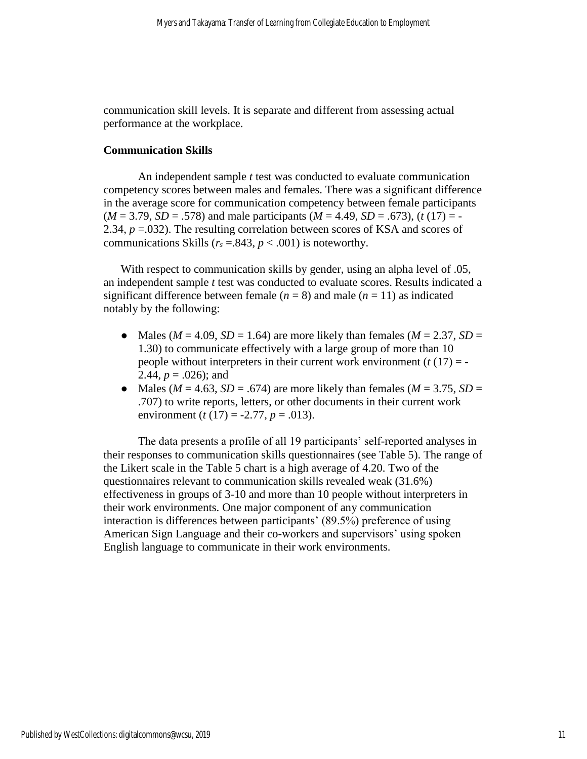communication skill levels. It is separate and different from assessing actual performance at the workplace.

**Communication Skills**

An independent sample *t* test was conducted to evaluate communication competency scores between males and females. There was a significant difference in the average score for communication competency between female participants ($M$ = 3.79, $SD$ = .578) and male participants ($M$ = 4.49, $SD$ = .673), ($t$ (17) = -2.34, $p$ =.032). The resulting correlation between scores of KSA and scores of communications Skills ($r_s$ =.843, $p$ < .001) is noteworthy.

With respect to communication skills by gender, using an alpha level of .05, an independent sample *t* test was conducted to evaluate scores. Results indicated a significant difference between female ($n$ = 8) and male ($n$ = 11) as indicated notably by the following:

- Males ($M$ = 4.09, $SD$ = 1.64) are more likely than females ($M$ = 2.37, $SD$ = 1.30) to communicate effectively with a large group of more than 10 people without interpreters in their current work environment ($t$ (17) = -2.44, $p$ = .026); and
- Males ($M$ = 4.63, $SD$ = .674) are more likely than females ($M$ = 3.75, $SD$ = .707) to write reports, letters, or other documents in their current work environment ($t$ (17) = -2.77, $p$ = .013).

The data presents a profile of all 19 participants' self-reported analyses in their responses to communication skills questionnaires (see Table 5). The range of the Likert scale in the Table 5 chart is a high average of 4.20. Two of the questionnaires relevant to communication skills revealed weak (31.6%) effectiveness in groups of 3-10 and more than 10 people without interpreters in their work environments. One major component of any communication interaction is differences between participants' (89.5%) preference of using American Sign Language and their co-workers and supervisors' using spoken English language to communicate in their work environments.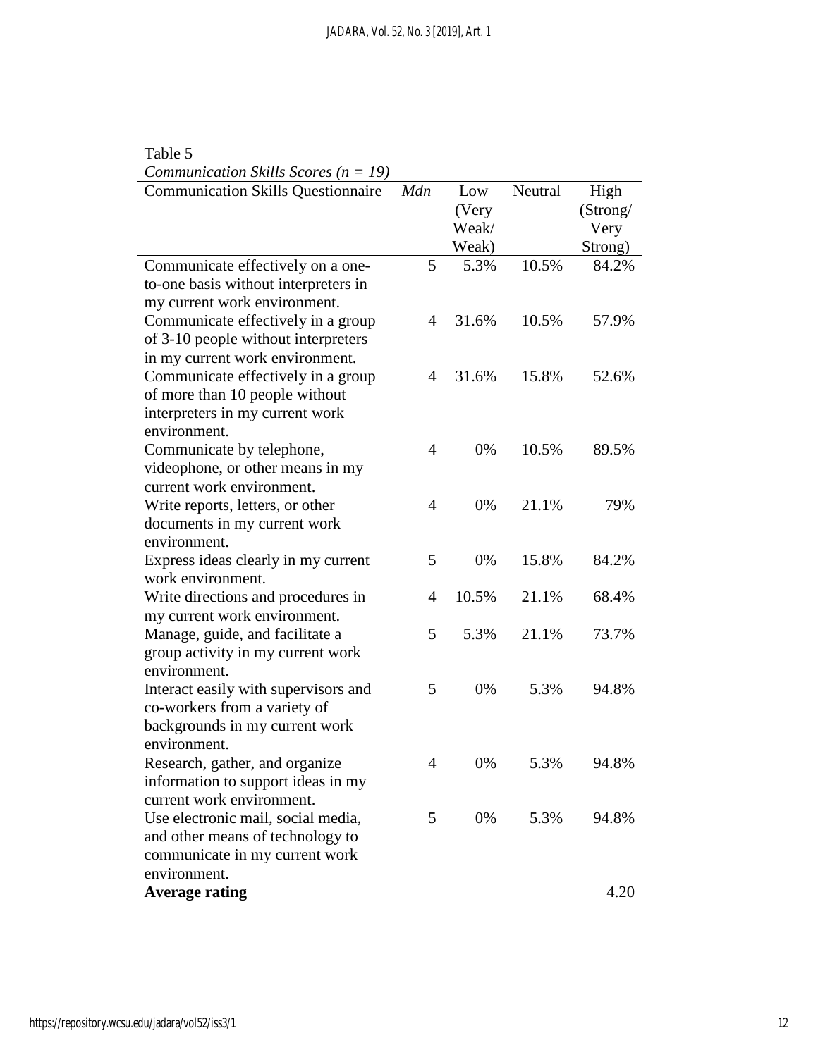Table 5

*Communication Skills Scores (n = 19)*

| Communication Skills Questionnaire | *Mdn* | Low (Very Weak/ Weak) | Neutral | High (Strong/ Very Strong) |
|---|---|---|---|---|
| Communicate effectively on a one-to-one basis without interpreters in my current work environment. | 5 | 5.3% | 10.5% | 84.2% |
| Communicate effectively in a group of 3-10 people without interpreters in my current work environment. | 4 | 31.6% | 10.5% | 57.9% |
| Communicate effectively in a group of more than 10 people without interpreters in my current work environment. | 4 | 31.6% | 15.8% | 52.6% |
| Communicate by telephone, videophone, or other means in my current work environment. | 4 | 0% | 10.5% | 89.5% |
| Write reports, letters, or other documents in my current work environment. | 4 | 0% | 21.1% | 79% |
| Express ideas clearly in my current work environment. | 5 | 0% | 15.8% | 84.2% |
| Write directions and procedures in my current work environment. | 4 | 10.5% | 21.1% | 68.4% |
| Manage, guide, and facilitate a group activity in my current work environment. | 5 | 5.3% | 21.1% | 73.7% |
| Interact easily with supervisors and co-workers from a variety of backgrounds in my current work environment. | 5 | 0% | 5.3% | 94.8% |
| Research, gather, and organize information to support ideas in my current work environment. | 4 | 0% | 5.3% | 94.8% |
| Use electronic mail, social media, and other means of technology to communicate in my current work environment. | 5 | 0% | 5.3% | 94.8% |
| **Average rating** | | | | 4.20 |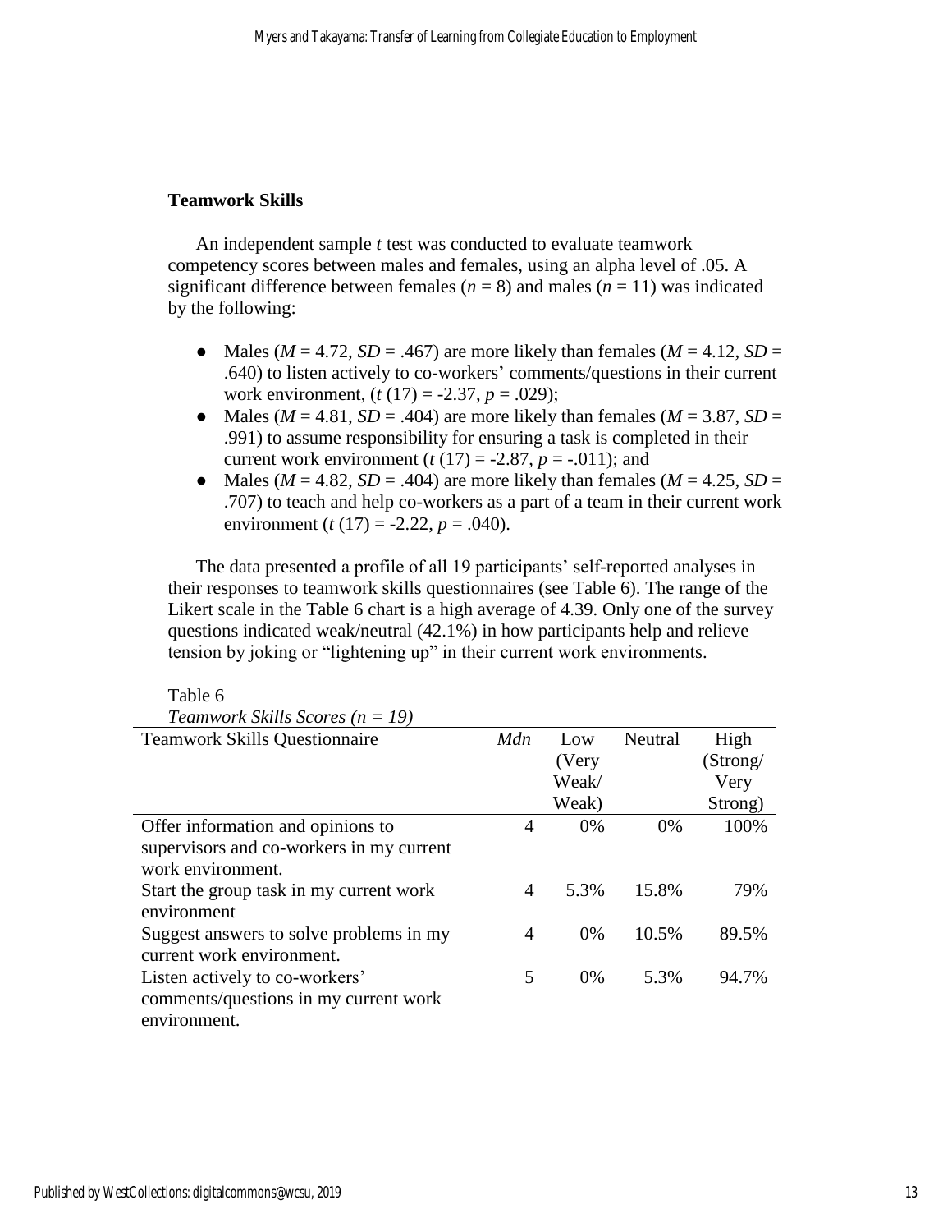## Teamwork Skills

An independent sample *t* test was conducted to evaluate teamwork competency scores between males and females, using an alpha level of .05. A significant difference between females ($n$ = 8) and males ($n$ = 11) was indicated by the following:

- Males ($M$ = 4.72, $SD$ = .467) are more likely than females ($M$ = 4.12, $SD$ = .640) to listen actively to co-workers' comments/questions in their current work environment, ($t$ (17) = -2.37, $p$ = .029);
- Males ($M$ = 4.81, $SD$ = .404) are more likely than females ($M$ = 3.87, $SD$ = .991) to assume responsibility for ensuring a task is completed in their current work environment ($t$ (17) = -2.87, $p$ = -.011); and
- Males ($M$ = 4.82, $SD$ = .404) are more likely than females ($M$ = 4.25, $SD$ = .707) to teach and help co-workers as a part of a team in their current work environment ($t$ (17) = -2.22, $p$ = .040).

The data presented a profile of all 19 participants' self-reported analyses in their responses to teamwork skills questionnaires (see Table 6). The range of the Likert scale in the Table 6 chart is a high average of 4.39. Only one of the survey questions indicated weak/neutral (42.1%) in how participants help and relieve tension by joking or "lightening up" in their current work environments.

Table 6

*Teamwork Skills Scores (n = 19)*

| Teamwork Skills Questionnaire | *Mdn* | Low (Very Weak/ Weak) | Neutral | High (Strong/ Very Strong) |
|---|---|---|---|---|
| Offer information and opinions to supervisors and co-workers in my current work environment. | 4 | 0% | 0% | 100% |
| Start the group task in my current work environment | 4 | 5.3% | 15.8% | 79% |
| Suggest answers to solve problems in my current work environment. | 4 | 0% | 10.5% | 89.5% |
| Listen actively to co-workers' comments/questions in my current work environment. | 5 | 0% | 5.3% | 94.7% |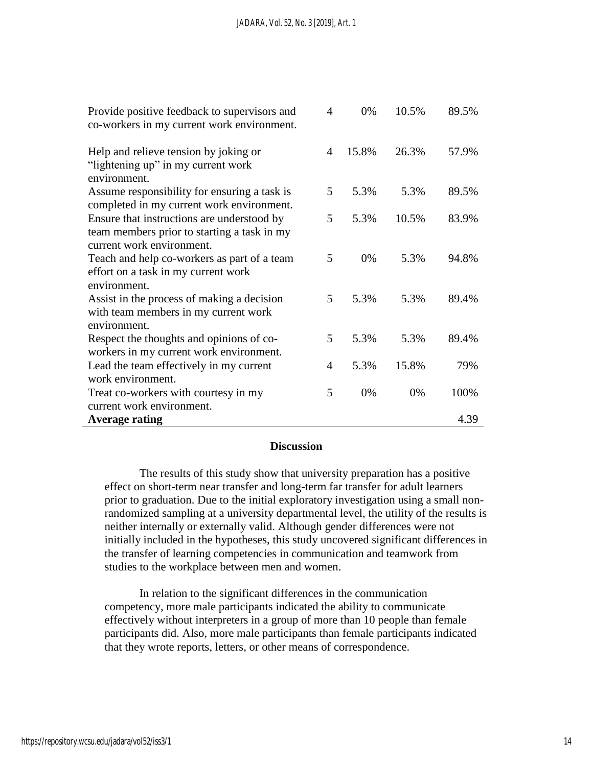| | | | | |
|---|---|---|---|---|
| Provide positive feedback to supervisors and co-workers in my current work environment. | 4 | 0% | 10.5% | 89.5% |
| Help and relieve tension by joking or "lightening up" in my current work environment. | 4 | 15.8% | 26.3% | 57.9% |
| Assume responsibility for ensuring a task is completed in my current work environment. | 5 | 5.3% | 5.3% | 89.5% |
| Ensure that instructions are understood by team members prior to starting a task in my current work environment. | 5 | 5.3% | 10.5% | 83.9% |
| Teach and help co-workers as part of a team effort on a task in my current work environment. | 5 | 0% | 5.3% | 94.8% |
| Assist in the process of making a decision with team members in my current work environment. | 5 | 5.3% | 5.3% | 89.4% |
| Respect the thoughts and opinions of co-workers in my current work environment. | 5 | 5.3% | 5.3% | 89.4% |
| Lead the team effectively in my current work environment. | 4 | 5.3% | 15.8% | 79% |
| Treat co-workers with courtesy in my current work environment. | 5 | 0% | 0% | 100% |
| **Average rating** | | | | 4.39 |

## Discussion

The results of this study show that university preparation has a positive effect on short-term near transfer and long-term far transfer for adult learners prior to graduation. Due to the initial exploratory investigation using a small non-randomized sampling at a university departmental level, the utility of the results is neither internally or externally valid. Although gender differences were not initially included in the hypotheses, this study uncovered significant differences in the transfer of learning competencies in communication and teamwork from studies to the workplace between men and women.

In relation to the significant differences in the communication competency, more male participants indicated the ability to communicate effectively without interpreters in a group of more than 10 people than female participants did. Also, more male participants than female participants indicated that they wrote reports, letters, or other means of correspondence.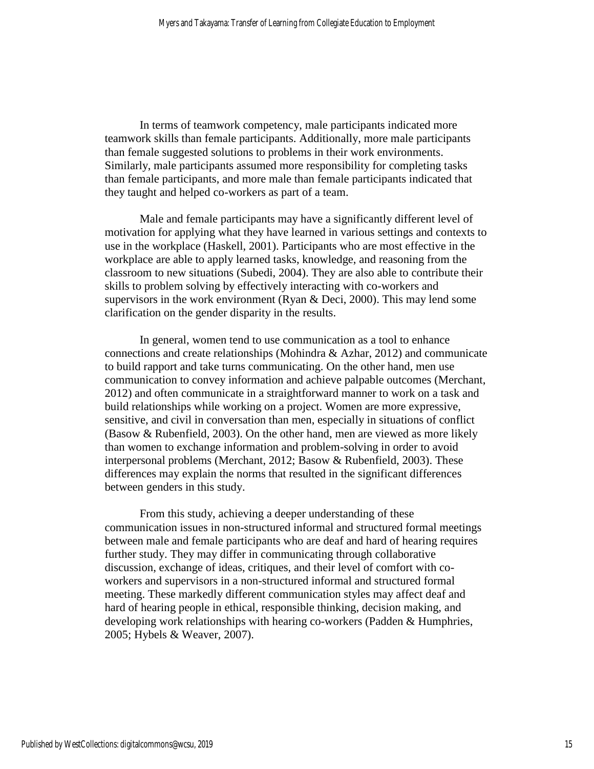In terms of teamwork competency, male participants indicated more teamwork skills than female participants. Additionally, more male participants than female suggested solutions to problems in their work environments. Similarly, male participants assumed more responsibility for completing tasks than female participants, and more male than female participants indicated that they taught and helped co-workers as part of a team.

Male and female participants may have a significantly different level of motivation for applying what they have learned in various settings and contexts to use in the workplace (Haskell, 2001). Participants who are most effective in the workplace are able to apply learned tasks, knowledge, and reasoning from the classroom to new situations (Subedi, 2004). They are also able to contribute their skills to problem solving by effectively interacting with co-workers and supervisors in the work environment (Ryan & Deci, 2000). This may lend some clarification on the gender disparity in the results.

In general, women tend to use communication as a tool to enhance connections and create relationships (Mohindra & Azhar, 2012) and communicate to build rapport and take turns communicating. On the other hand, men use communication to convey information and achieve palpable outcomes (Merchant, 2012) and often communicate in a straightforward manner to work on a task and build relationships while working on a project. Women are more expressive, sensitive, and civil in conversation than men, especially in situations of conflict (Basow & Rubenfield, 2003). On the other hand, men are viewed as more likely than women to exchange information and problem-solving in order to avoid interpersonal problems (Merchant, 2012; Basow & Rubenfield, 2003). These differences may explain the norms that resulted in the significant differences between genders in this study.

From this study, achieving a deeper understanding of these communication issues in non-structured informal and structured formal meetings between male and female participants who are deaf and hard of hearing requires further study. They may differ in communicating through collaborative discussion, exchange of ideas, critiques, and their level of comfort with co-workers and supervisors in a non-structured informal and structured formal meeting. These markedly different communication styles may affect deaf and hard of hearing people in ethical, responsible thinking, decision making, and developing work relationships with hearing co-workers (Padden & Humphries, 2005; Hybels & Weaver, 2007).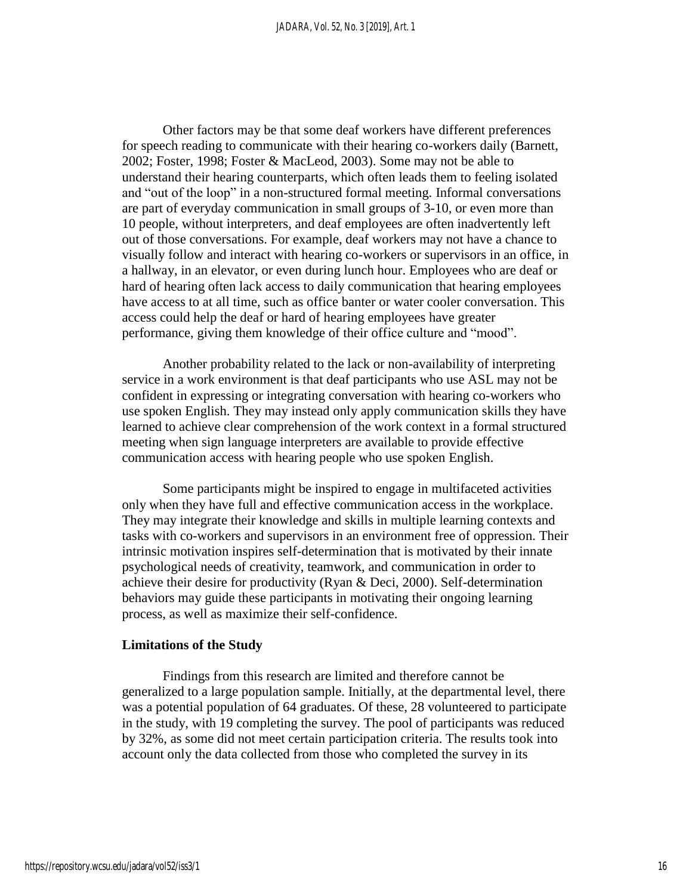Other factors may be that some deaf workers have different preferences for speech reading to communicate with their hearing co-workers daily (Barnett, 2002; Foster, 1998; Foster & MacLeod, 2003). Some may not be able to understand their hearing counterparts, which often leads them to feeling isolated and "out of the loop" in a non-structured formal meeting. Informal conversations are part of everyday communication in small groups of 3-10, or even more than 10 people, without interpreters, and deaf employees are often inadvertently left out of those conversations. For example, deaf workers may not have a chance to visually follow and interact with hearing co-workers or supervisors in an office, in a hallway, in an elevator, or even during lunch hour. Employees who are deaf or hard of hearing often lack access to daily communication that hearing employees have access to at all time, such as office banter or water cooler conversation. This access could help the deaf or hard of hearing employees have greater performance, giving them knowledge of their office culture and "mood".

Another probability related to the lack or non-availability of interpreting service in a work environment is that deaf participants who use ASL may not be confident in expressing or integrating conversation with hearing co-workers who use spoken English. They may instead only apply communication skills they have learned to achieve clear comprehension of the work context in a formal structured meeting when sign language interpreters are available to provide effective communication access with hearing people who use spoken English.

Some participants might be inspired to engage in multifaceted activities only when they have full and effective communication access in the workplace. They may integrate their knowledge and skills in multiple learning contexts and tasks with co-workers and supervisors in an environment free of oppression. Their intrinsic motivation inspires self-determination that is motivated by their innate psychological needs of creativity, teamwork, and communication in order to achieve their desire for productivity (Ryan & Deci, 2000). Self-determination behaviors may guide these participants in motivating their ongoing learning process, as well as maximize their self-confidence.

**Limitations of the Study**

Findings from this research are limited and therefore cannot be generalized to a large population sample. Initially, at the departmental level, there was a potential population of 64 graduates. Of these, 28 volunteered to participate in the study, with 19 completing the survey. The pool of participants was reduced by 32%, as some did not meet certain participation criteria. The results took into account only the data collected from those who completed the survey in its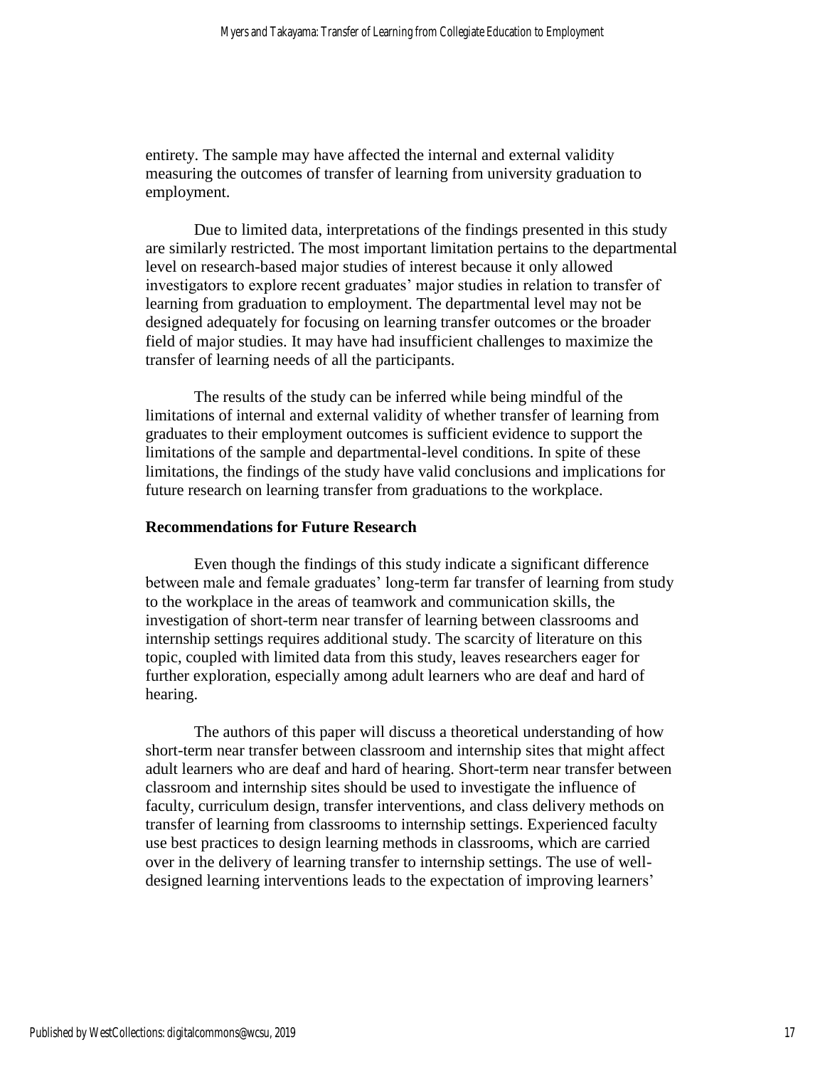entirety. The sample may have affected the internal and external validity measuring the outcomes of transfer of learning from university graduation to employment.

Due to limited data, interpretations of the findings presented in this study are similarly restricted. The most important limitation pertains to the departmental level on research-based major studies of interest because it only allowed investigators to explore recent graduates' major studies in relation to transfer of learning from graduation to employment. The departmental level may not be designed adequately for focusing on learning transfer outcomes or the broader field of major studies. It may have had insufficient challenges to maximize the transfer of learning needs of all the participants.

The results of the study can be inferred while being mindful of the limitations of internal and external validity of whether transfer of learning from graduates to their employment outcomes is sufficient evidence to support the limitations of the sample and departmental-level conditions. In spite of these limitations, the findings of the study have valid conclusions and implications for future research on learning transfer from graduations to the workplace.

### Recommendations for Future Research

Even though the findings of this study indicate a significant difference between male and female graduates' long-term far transfer of learning from study to the workplace in the areas of teamwork and communication skills, the investigation of short-term near transfer of learning between classrooms and internship settings requires additional study. The scarcity of literature on this topic, coupled with limited data from this study, leaves researchers eager for further exploration, especially among adult learners who are deaf and hard of hearing.

The authors of this paper will discuss a theoretical understanding of how short-term near transfer between classroom and internship sites that might affect adult learners who are deaf and hard of hearing. Short-term near transfer between classroom and internship sites should be used to investigate the influence of faculty, curriculum design, transfer interventions, and class delivery methods on transfer of learning from classrooms to internship settings. Experienced faculty use best practices to design learning methods in classrooms, which are carried over in the delivery of learning transfer to internship settings. The use of well-designed learning interventions leads to the expectation of improving learners'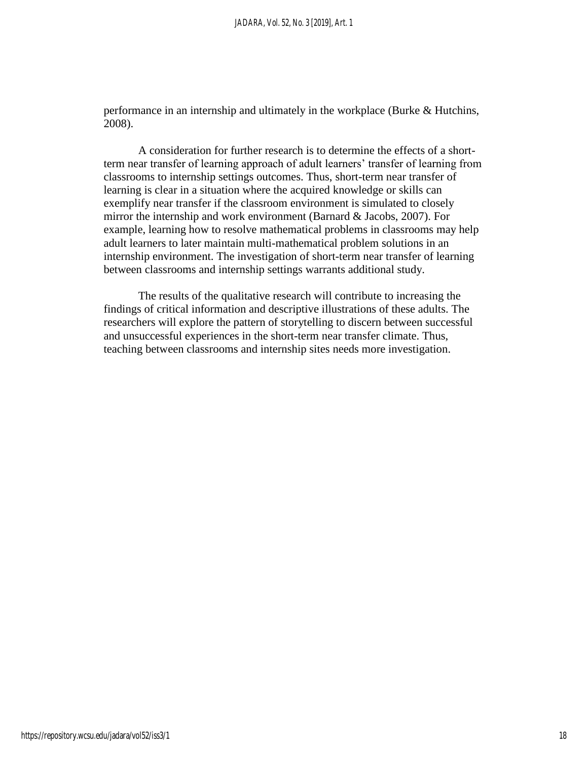performance in an internship and ultimately in the workplace (Burke & Hutchins, 2008).

A consideration for further research is to determine the effects of a short-term near transfer of learning approach of adult learners' transfer of learning from classrooms to internship settings outcomes. Thus, short-term near transfer of learning is clear in a situation where the acquired knowledge or skills can exemplify near transfer if the classroom environment is simulated to closely mirror the internship and work environment (Barnard & Jacobs, 2007). For example, learning how to resolve mathematical problems in classrooms may help adult learners to later maintain multi-mathematical problem solutions in an internship environment. The investigation of short-term near transfer of learning between classrooms and internship settings warrants additional study.

The results of the qualitative research will contribute to increasing the findings of critical information and descriptive illustrations of these adults. The researchers will explore the pattern of storytelling to discern between successful and unsuccessful experiences in the short-term near transfer climate. Thus, teaching between classrooms and internship sites needs more investigation.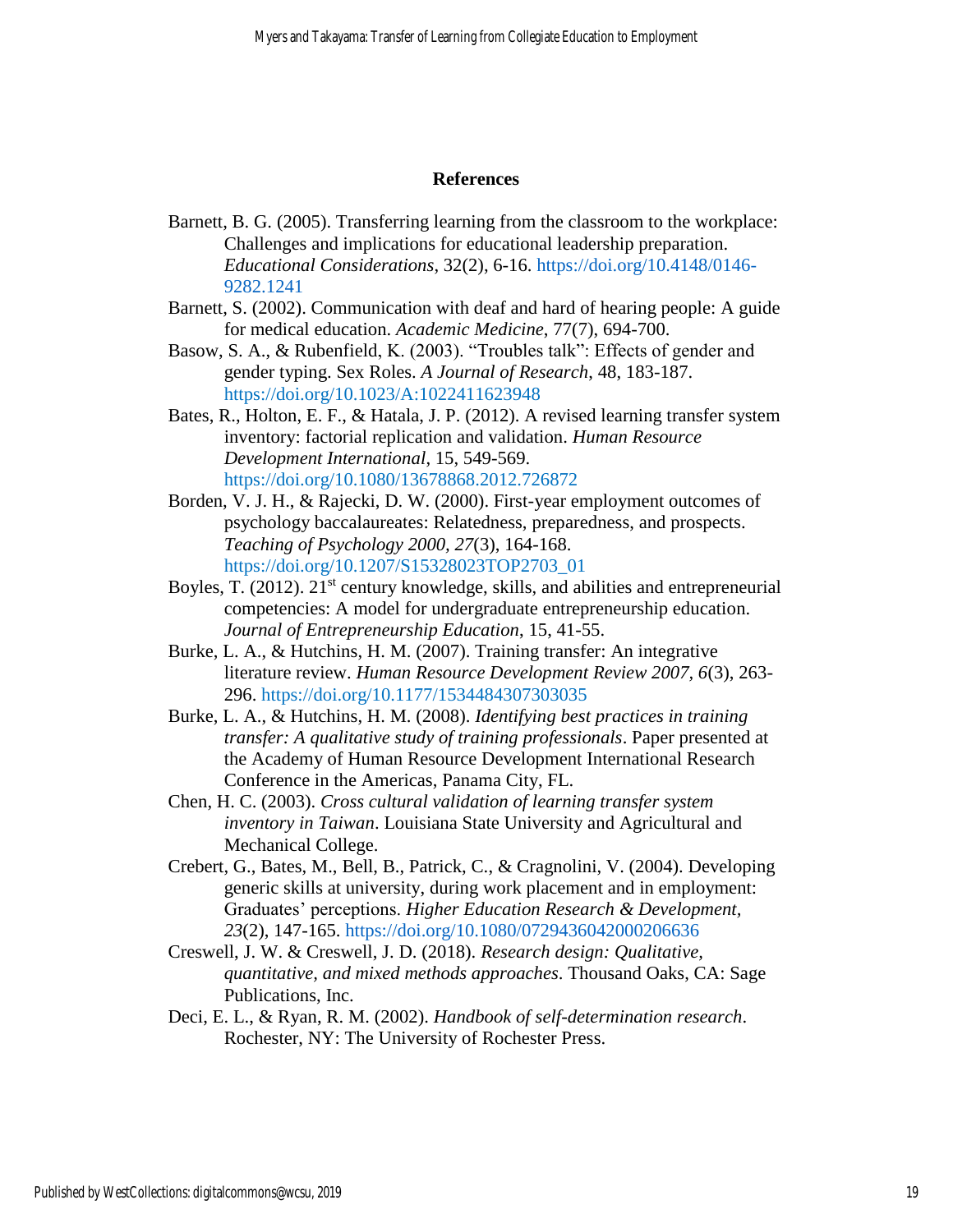## References

Barnett, B. G. (2005). Transferring learning from the classroom to the workplace: Challenges and implications for educational leadership preparation. *Educational Considerations*, 32(2), 6-16. https://doi.org/10.4148/0146-9282.1241

Barnett, S. (2002). Communication with deaf and hard of hearing people: A guide for medical education. *Academic Medicine*, 77(7), 694-700.

Basow, S. A., & Rubenfield, K. (2003). "Troubles talk": Effects of gender and gender typing. Sex Roles. *A Journal of Research*, 48, 183-187. https://doi.org/10.1023/A:1022411623948

Bates, R., Holton, E. F., & Hatala, J. P. (2012). A revised learning transfer system inventory: factorial replication and validation. *Human Resource Development International*, 15, 549-569. https://doi.org/10.1080/13678868.2012.726872

Borden, V. J. H., & Rajecki, D. W. (2000). First-year employment outcomes of psychology baccalaureates: Relatedness, preparedness, and prospects. *Teaching of Psychology 2000, 27*(3), 164-168. https://doi.org/10.1207/S15328023TOP2703_01

Boyles, T. (2012). 21st century knowledge, skills, and abilities and entrepreneurial competencies: A model for undergraduate entrepreneurship education. *Journal of Entrepreneurship Education*, 15, 41-55.

Burke, L. A., & Hutchins, H. M. (2007). Training transfer: An integrative literature review. *Human Resource Development Review 2007, 6*(3), 263-296. https://doi.org/10.1177/1534484307303035

Burke, L. A., & Hutchins, H. M. (2008). *Identifying best practices in training transfer: A qualitative study of training professionals*. Paper presented at the Academy of Human Resource Development International Research Conference in the Americas, Panama City, FL.

Chen, H. C. (2003). *Cross cultural validation of learning transfer system inventory in Taiwan*. Louisiana State University and Agricultural and Mechanical College.

Crebert, G., Bates, M., Bell, B., Patrick, C., & Cragnolini, V. (2004). Developing generic skills at university, during work placement and in employment: Graduates' perceptions. *Higher Education Research & Development, 23*(2), 147-165. https://doi.org/10.1080/0729436042000206636

Creswell, J. W. & Creswell, J. D. (2018). *Research design: Qualitative, quantitative, and mixed methods approaches*. Thousand Oaks, CA: Sage Publications, Inc.

Deci, E. L., & Ryan, R. M. (2002). *Handbook of self-determination research*. Rochester, NY: The University of Rochester Press.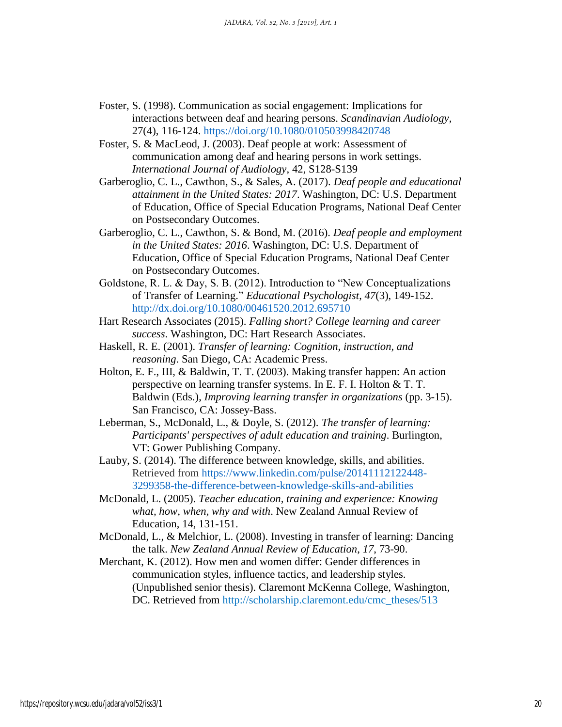Foster, S. (1998). Communication as social engagement: Implications for interactions between deaf and hearing persons. *Scandinavian Audiology*, 27(4), 116-124. https://doi.org/10.1080/010503998420748

Foster, S. & MacLeod, J. (2003). Deaf people at work: Assessment of communication among deaf and hearing persons in work settings. *International Journal of Audiology*, 42, S128-S139

Garberoglio, C. L., Cawthon, S., & Sales, A. (2017). *Deaf people and educational attainment in the United States: 2017*. Washington, DC: U.S. Department of Education, Office of Special Education Programs, National Deaf Center on Postsecondary Outcomes.

Garberoglio, C. L., Cawthon, S. & Bond, M. (2016). *Deaf people and employment in the United States: 2016*. Washington, DC: U.S. Department of Education, Office of Special Education Programs, National Deaf Center on Postsecondary Outcomes.

Goldstone, R. L. & Day, S. B. (2012). Introduction to "New Conceptualizations of Transfer of Learning." *Educational Psychologist*, *47*(3), 149-152. http://dx.doi.org/10.1080/00461520.2012.695710

Hart Research Associates (2015). *Falling short? College learning and career success*. Washington, DC: Hart Research Associates.

Haskell, R. E. (2001). *Transfer of learning: Cognition, instruction, and reasoning*. San Diego, CA: Academic Press.

Holton, E. F., III, & Baldwin, T. T. (2003). Making transfer happen: An action perspective on learning transfer systems. In E. F. I. Holton & T. T. Baldwin (Eds.), *Improving learning transfer in organizations* (pp. 3-15). San Francisco, CA: Jossey-Bass.

Leberman, S., McDonald, L., & Doyle, S. (2012). *The transfer of learning: Participants' perspectives of adult education and training*. Burlington, VT: Gower Publishing Company.

Lauby, S. (2014). The difference between knowledge, skills, and abilities. Retrieved from https://www.linkedin.com/pulse/20141112122448-3299358-the-difference-between-knowledge-skills-and-abilities

McDonald, L. (2005). *Teacher education, training and experience: Knowing what, how, when, why and with*. New Zealand Annual Review of Education, 14, 131-151.

McDonald, L., & Melchior, L. (2008). Investing in transfer of learning: Dancing the talk. *New Zealand Annual Review of Education*, *17*, 73-90.

Merchant, K. (2012). How men and women differ: Gender differences in communication styles, influence tactics, and leadership styles. (Unpublished senior thesis). Claremont McKenna College, Washington, DC. Retrieved from http://scholarship.claremont.edu/cmc_theses/513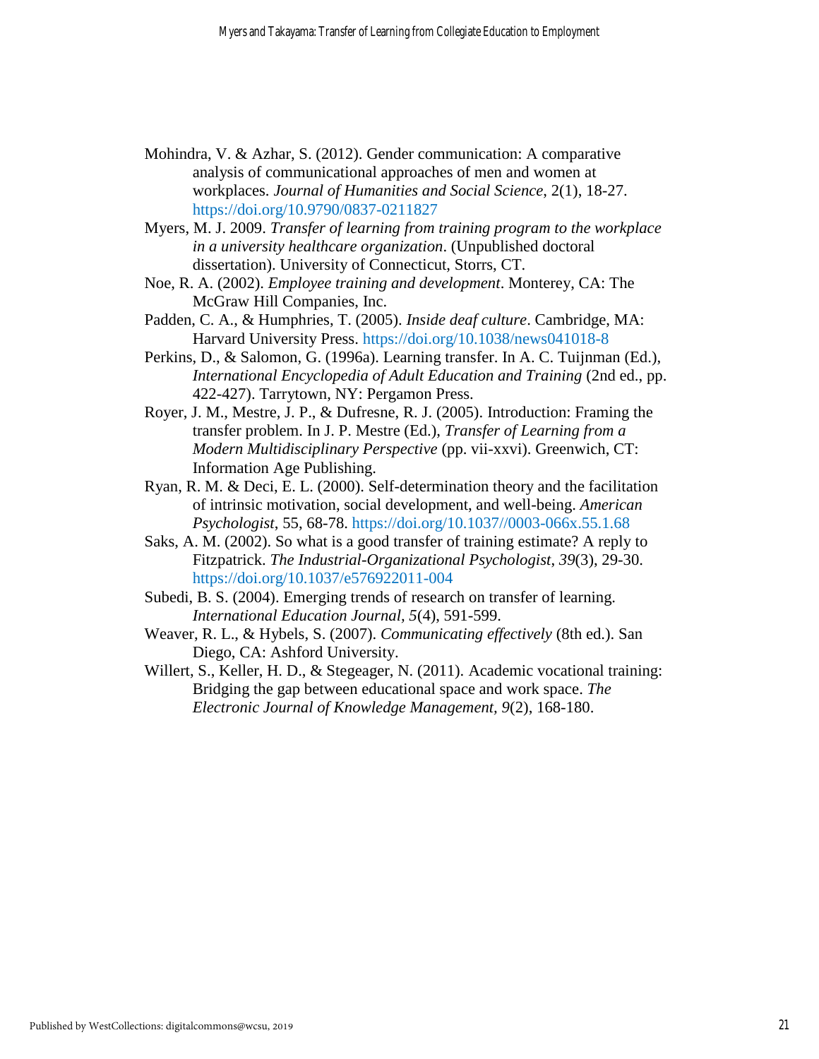Mohindra, V. & Azhar, S. (2012). Gender communication: A comparative analysis of communicational approaches of men and women at workplaces. *Journal of Humanities and Social Science*, 2(1), 18-27. https://doi.org/10.9790/0837-0211827

Myers, M. J. 2009. *Transfer of learning from training program to the workplace in a university healthcare organization*. (Unpublished doctoral dissertation). University of Connecticut, Storrs, CT.

Noe, R. A. (2002). *Employee training and development*. Monterey, CA: The McGraw Hill Companies, Inc.

Padden, C. A., & Humphries, T. (2005). *Inside deaf culture*. Cambridge, MA: Harvard University Press. https://doi.org/10.1038/news041018-8

Perkins, D., & Salomon, G. (1996a). Learning transfer. In A. C. Tuijnman (Ed.), *International Encyclopedia of Adult Education and Training* (2nd ed., pp. 422-427). Tarrytown, NY: Pergamon Press.

Royer, J. M., Mestre, J. P., & Dufresne, R. J. (2005). Introduction: Framing the transfer problem. In J. P. Mestre (Ed.), *Transfer of Learning from a Modern Multidisciplinary Perspective* (pp. vii-xxvi). Greenwich, CT: Information Age Publishing.

Ryan, R. M. & Deci, E. L. (2000). Self-determination theory and the facilitation of intrinsic motivation, social development, and well-being. *American Psychologist*, 55, 68-78. https://doi.org/10.1037//0003-066x.55.1.68

Saks, A. M. (2002). So what is a good transfer of training estimate? A reply to Fitzpatrick. *The Industrial-Organizational Psychologist*, *39*(3), 29-30. https://doi.org/10.1037/e576922011-004

Subedi, B. S. (2004). Emerging trends of research on transfer of learning. *International Education Journal, 5*(4), 591-599.

Weaver, R. L., & Hybels, S. (2007). *Communicating effectively* (8th ed.). San Diego, CA: Ashford University.

Willert, S., Keller, H. D., & Stegeager, N. (2011). Academic vocational training: Bridging the gap between educational space and work space. *The Electronic Journal of Knowledge Management, 9*(2), 168-180.